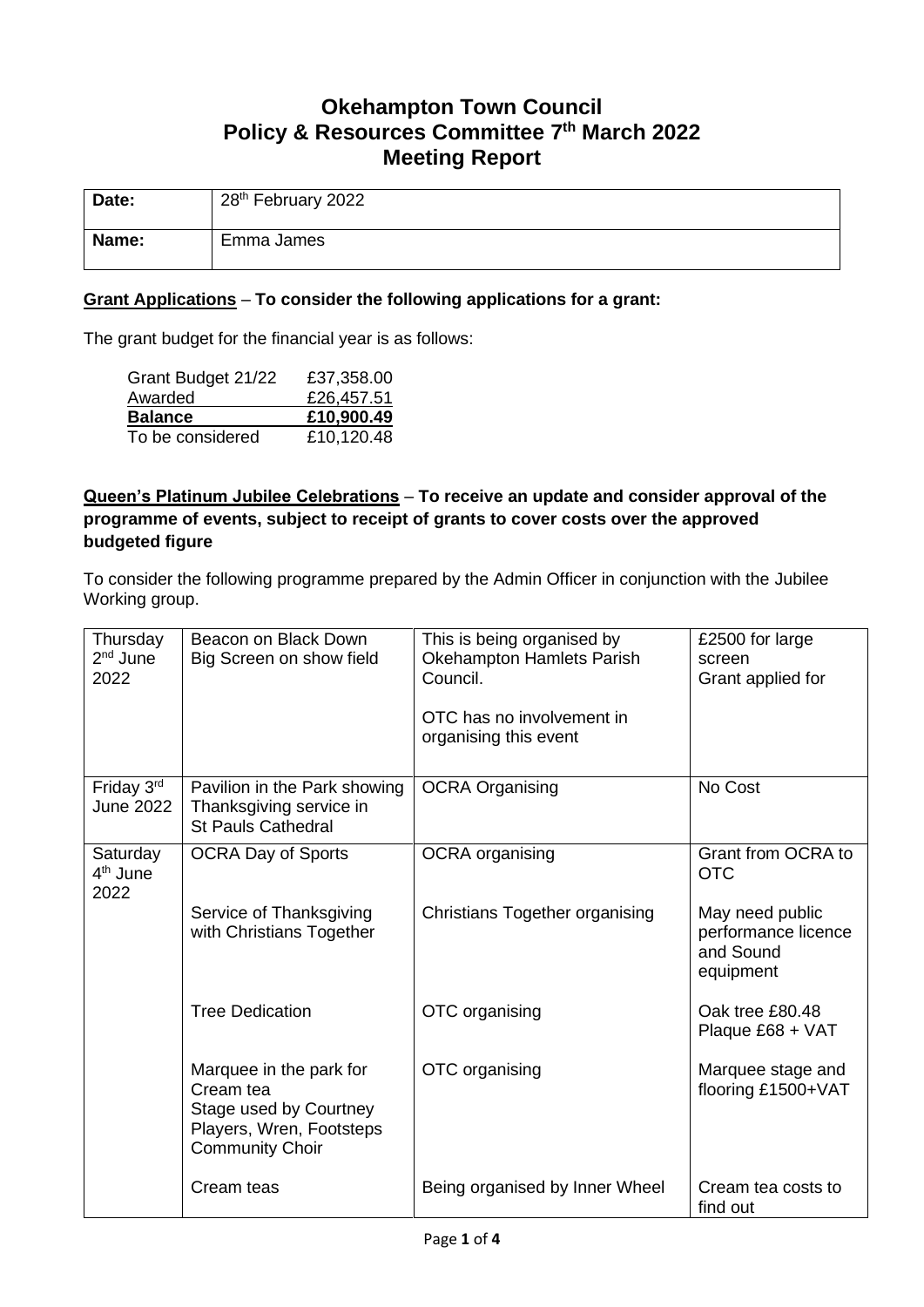# Okehampton Town Council
# Policy & Resources Committee 7th March 2022
# Meeting Report

| Date: | 28th February 2022 |
|---|---|
| Name: | Emma James |

**Grant Applications** – **To consider the following applications for a grant:**

The grant budget for the financial year is as follows:

| | |
|---|---|
| Grant Budget 21/22 | £37,358.00 |
| Awarded | £26,457.51 |
| **Balance** | **£10,900.49** |
| To be considered | £10,120.48 |

**Queen's Platinum Jubilee Celebrations** – **To receive an update and consider approval of the programme of events, subject to receipt of grants to cover costs over the approved budgeted figure**

To consider the following programme prepared by the Admin Officer in conjunction with the Jubilee Working group.

| | | | |
|---|---|---|---|
| Thursday 2nd June 2022 | Beacon on Black Down<br>Big Screen on show field | This is being organised by Okehampton Hamlets Parish Council.<br><br>OTC has no involvement in organising this event | £2500 for large screen<br>Grant applied for |
| Friday 3rd June 2022 | Pavilion in the Park showing Thanksgiving service in St Pauls Cathedral | OCRA Organising | No Cost |
| Saturday 4th June 2022 | OCRA Day of Sports | OCRA organising | Grant from OCRA to OTC |
| | Service of Thanksgiving with Christians Together | Christians Together organising | May need public performance licence and Sound equipment |
| | Tree Dedication | OTC organising | Oak tree £80.48<br>Plaque £68 + VAT |
| | Marquee in the park for Cream tea<br>Stage used by Courtney Players, Wren, Footsteps Community Choir | OTC organising | Marquee stage and flooring £1500+VAT |
| | Cream teas | Being organised by Inner Wheel | Cream tea costs to find out |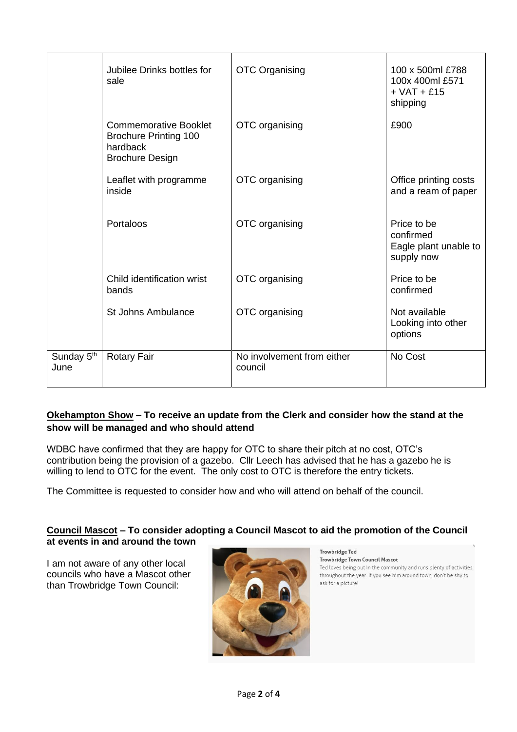| | | | |
|---|---|---|---|
| | Jubilee Drinks bottles for sale | OTC Organising | 100 x 500ml £788<br>100x 400ml £571<br>+ VAT + £15 shipping |
| | Commemorative Booklet<br>Brochure Printing 100 hardback<br>Brochure Design | OTC organising | £900 |
| | Leaflet with programme inside | OTC organising | Office printing costs and a ream of paper |
| | Portaloos | OTC organising | Price to be confirmed<br>Eagle plant unable to supply now |
| | Child identification wrist bands | OTC organising | Price to be confirmed |
| | St Johns Ambulance | OTC organising | Not available<br>Looking into other options |
| Sunday 5th June | Rotary Fair | No involvement from either council | No Cost |

**<u>Okehampton Show</u> – To receive an update from the Clerk and consider how the stand at the show will be managed and who should attend**

WDBC have confirmed that they are happy for OTC to share their pitch at no cost, OTC's contribution being the provision of a gazebo. Cllr Leech has advised that he has a gazebo he is willing to lend to OTC for the event. The only cost to OTC is therefore the entry tickets.

The Committee is requested to consider how and who will attend on behalf of the council.

**<u>Council Mascot</u> – To consider adopting a Council Mascot to aid the promotion of the Council at events in and around the town**

I am not aware of any other local councils who have a Mascot other than Trowbridge Town Council:

**Trowbridge Ted**
**Trowbridge Town Council Mascot**
Ted loves being out in the community and runs plenty of activities throughout the year. If you see him around town, don't be shy to ask for a picture!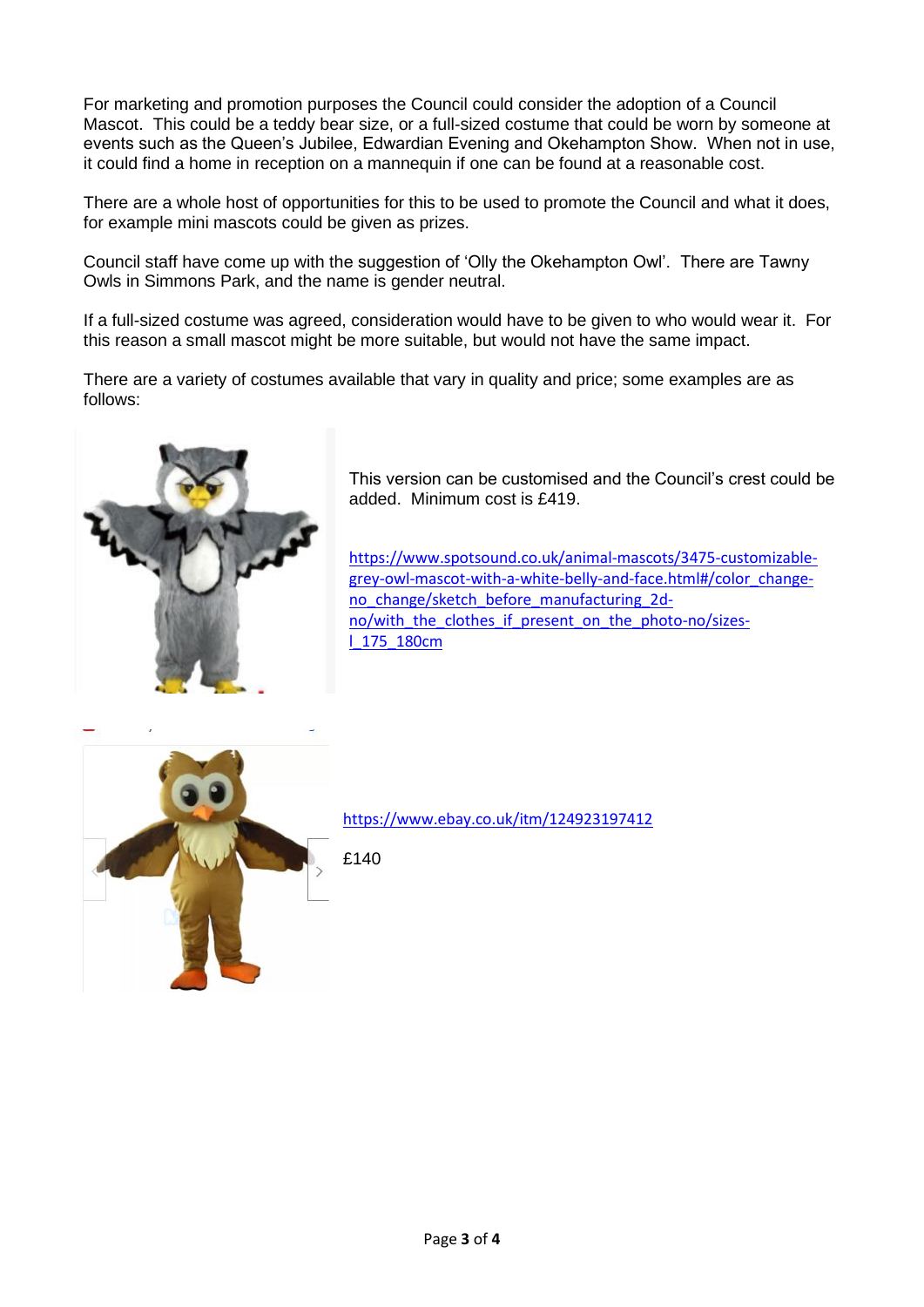For marketing and promotion purposes the Council could consider the adoption of a Council Mascot. This could be a teddy bear size, or a full-sized costume that could be worn by someone at events such as the Queen's Jubilee, Edwardian Evening and Okehampton Show. When not in use, it could find a home in reception on a mannequin if one can be found at a reasonable cost.

There are a whole host of opportunities for this to be used to promote the Council and what it does, for example mini mascots could be given as prizes.

Council staff have come up with the suggestion of 'Olly the Okehampton Owl'. There are Tawny Owls in Simmons Park, and the name is gender neutral.

If a full-sized costume was agreed, consideration would have to be given to who would wear it. For this reason a small mascot might be more suitable, but would not have the same impact.

There are a variety of costumes available that vary in quality and price; some examples are as follows:

This version can be customised and the Council's crest could be added. Minimum cost is £419.

https://www.spotsound.co.uk/animal-mascots/3475-customizable-grey-owl-mascot-with-a-white-belly-and-face.html#/color_change-no_change/sketch_before_manufacturing_2d-no/with_the_clothes_if_present_on_the_photo-no/sizes-l_175_180cm

https://www.ebay.co.uk/itm/124923197412

£140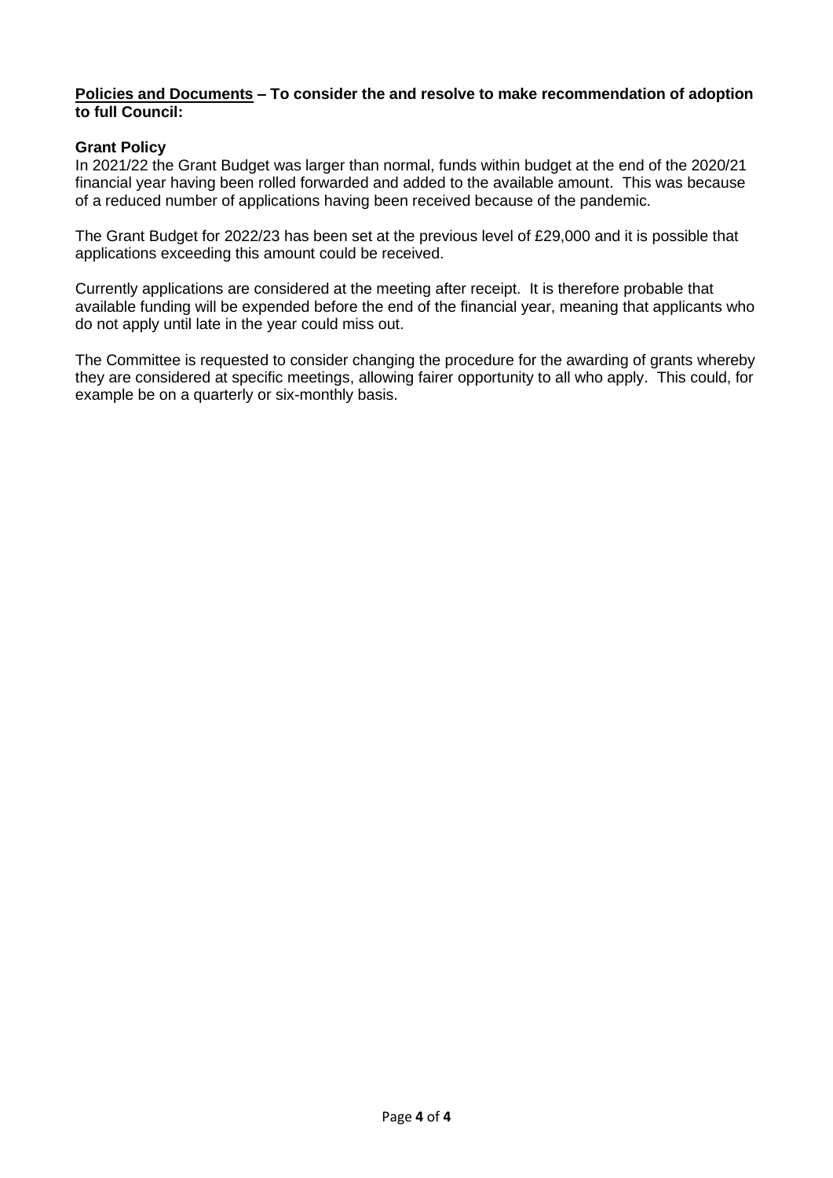**Policies and Documents – To consider the and resolve to make recommendation of adoption to full Council:**

**Grant Policy**

In 2021/22 the Grant Budget was larger than normal, funds within budget at the end of the 2020/21 financial year having been rolled forwarded and added to the available amount. This was because of a reduced number of applications having been received because of the pandemic.

The Grant Budget for 2022/23 has been set at the previous level of £29,000 and it is possible that applications exceeding this amount could be received.

Currently applications are considered at the meeting after receipt. It is therefore probable that available funding will be expended before the end of the financial year, meaning that applicants who do not apply until late in the year could miss out.

The Committee is requested to consider changing the procedure for the awarding of grants whereby they are considered at specific meetings, allowing fairer opportunity to all who apply. This could, for example be on a quarterly or six-monthly basis.